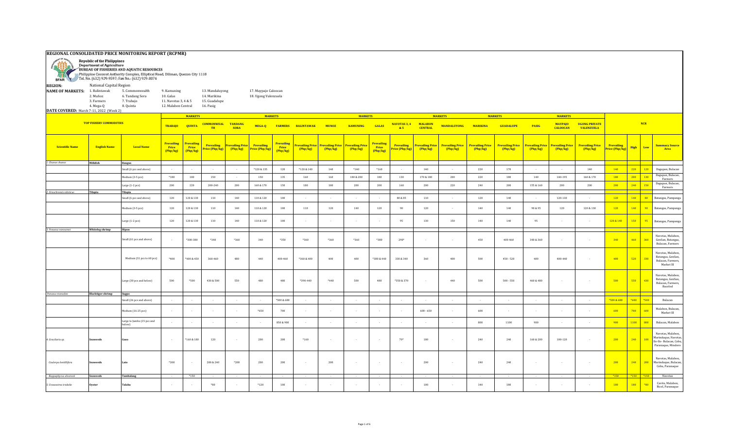# REGIONAL CONSOLIDATED PRICE MONITORING REPORT (RCPMR)

**Republic of the Philippines**
**Department of Agriculture**
**BUREAU OF FISHERIES AND AQUATIC RESOURCES**
Philippine Coconut Authority Complex, Elliptical Road, Diliman, Quezon City 1118
Tel. No. (632) 929-9597; Fax No.: (632) 929-8074

**REGION:** National Capital Region

**NAME OF MARKETS:**

| | | | | |
|---|---|---|---|---|
| 1. Balintawak | 5. Commonwealth | 9. Kamuning | 13. Mandaluyong | 17. Maypajo Caloocan |
| 2. Muñoz | 6. Tandang Sora | 10. Galas | 14. Marikina | 18. Ugong Valenzuela |
| 3. Farmers | 7. Trabajo | 11. Navotas 3, 4 & 5 | 15. Guadalupe | |
| 4. Mega-Q | 8. Quinta | 12. Malabon Central | 16. Pasig | |

**DATE COVERED:** March 7-11, 2022 (Week 2)

| TOP FISHERY COMMODITIES | | | TRABAJO | QUINTA | COMMONWEALTH | TANDANG SORA | MEGA-Q | FARMERS | BALINTAWAK | MUNOZ | KAMUNING | GALAS | NAVOTAS 3, 4 & 5 | MALABON CENTRAL | MANDALUYONG | MARIKINA | GUADALUPE | PASIG | MAYPAJO CALOOCAN | UGONG PRIVATE VALENZUELA | NCR | | | |
|---|---|---|---|---|---|---|---|---|---|---|---|---|---|---|---|---|---|---|---|---|---|---|---|---|
| Scientific Name | English Name | Local Name | Prevailing Price (Php/kg) | Prevailing Price (Php/kg) | Prevailing Price (Php/kg) | Prevailing Price (Php/kg) | Prevailing Price (Php/kg) | Prevailing Price (Php/kg) | Prevailing Price (Php/kg) | Prevailing Price (Php/kg) | Prevailing Price (Php/kg) | Prevailing Price (Php/kg) | Prevailing Price (Php/kg) | Prevailing Price (Php/kg) | Prevailing Price (Php/kg) | Prevailing Price (Php/kg) | Prevailing Price (Php/kg) | Prevailing Price (Php/kg) | Prevailing Price (Php/kg) | Prevailing Price (Php/kg) | Prevailing Price (Php/kg) | High | Low | Summary Source Area |
| 1. Chanos chanos | Milkfish | Bangus | | | | | | | | | | | | | | | | | | | | | | |
| | | Small (6 pcs and above) | - | - | - | - | *120 & 135 | 120 | *120 & 140 | 140 | *140 | *160 | - | 140 | - | 220 | 170 | - | - | 140 | 140 | 220 | 120 | Dagupan, Bulacan |
| | | Medium (3-5 pcs) | *180 | 180 | 150 | - | 150 | 135 | 160 | 160 | 180 & 200 | 180 | 130 | 170 & 180 | 200 | 220 | 180 | 140 | 140-195 | 160 & 170 | 180 | 200 | 130 | Dagupan, Bulacan, Farmers |
| | | Large (1-2 pcs) | 200 | 220 | 200-240 | 200 | 160 & 170 | 150 | 180 | 180 | 200 | 200 | 160 | 200 | 220 | 240 | 200 | 155 & 160 | 200 | 200 | 200 | 240 | 150 | Dagupan, Bulacan, Farmers |
| 2. Oreochromis niloticus | Tilapia | Tilapia | | | | | | | | | | | | | | | | | | | | | | |
| | | Small (6 pcs and above) | 120 | 120 & 130 | 110 | 140 | 110 & 120 | 100 | - | - | - | - | 80 & 85 | 110 | - | 120 | 140 | - | 120-130 | - | 120 | 140 | 80 | Batangas, Pampanga |
| | | Medium (3-5 pcs) | 120 | 120 & 130 | 110 | 140 | 110 & 120 | 100 | 110 | 120 | 140 | 120 | 90 | 120 | - | 140 | 140 | 90 & 95 | 120 | 120 & 130 | 120 | 140 | 90 | Batangas, Pampanga |
| | | Large (1-2 pcs) | 120 | 120 & 130 | 110 | 140 | 110 & 120 | 100 | - | - | - | - | 95 | 130 | 150 | 140 | 140 | 95 | - | - | 120 & 140 | 150 | 95 | Batangas, Pampanga |
| 3. Penaeus vannamei | Whiteleg shrimp | Hipon | | | | | | | | | | | | | | | | | | | | | | |
| | | Small (61 pcs and above) | - | *300-380 | *340 | *360 | 340 | *350 | *360 | *360 | *360 | *380 | 290* | - | - | 450 | 400-460 | 340 & 360 | - | - | 340 | 460 | 360 | Navotas, Malabon, GenSan, Batangas, Bulacan, Farmers |
| | | Medium (31 pcs to 60 pcs) | *400 | *400 & 450 | 360-460 | 480 | 440 | 400-460 | *360 & 400 | 400 | 400 | *380 & 440 | 330 & 340 | 360 | 400 | 500 | 450 - 520 | 400 | 400-440 | - | 400 | 520 | 330 | Navotas, Malabon, Batangas, GenSan, Bulacan, Farmers, Market III |
| | | Large (30 pcs and below) | 500 | *500 | 430 & 500 | 550 | 480 | 480 | *390-440 | *440 | 500 | 400 | *350 & 370 | - | 440 | 500 | 500 - 550 | 460 & 480 | - | - | 500 | 550 | 430 | Navotas, Malabon, Batangas, GenSan, Bulacan, Farmers, Bacolod |
| Penaeus monodon | Blacktiger shrimp | Sugpo | | | | | | | | | | | | | | | | | | | | | | |
| | | Small (26 pcs and above) | - | - | - | - | - | *500 & 680 | - | - | - | - | - | - | - | - | - | - | - | - | *500 & 680 | *680 | *500 | Bulacan |
| | | Medium (16-25 pcs) | - | - | - | - | *650 | 700 | - | - | - | - | - | 600 - 650 | - | 600 | - | - | - | - | 600 | 700 | 600 | Malabon, Bulacan, Market III |
| | | Large to Jumbo (15 pcs and below) | - | - | - | - | - | 850 & 900 | - | - | - | - | - | - | - | 800 | 1100 | 900 | - | - | 900 | 1100 | 800 | Bulacan, Malabon |
| 4. Gracilaria sp. | Seaweeds | Guso | - | *160 & 180 | 120 | - | 200 | 200 | *160 | - | - | - | 70* | 100 | - | 240 | 240 | 160 & 200 | 100-120 | - | 200 | 240 | 100 | Navotas, Malabon, Marinduque, Navotas, Ilo-Ilo- Bulacan, Cebu, Paranaque, Mindoro |
| Caulerpa lentillifera | Seaweeds | Lato | *200 | - | 200 & 240 | *200 | 200 | 200 | - | 200 | - | - | - | 200 | - | 240 | 240 | - | - | - | 200 | 240 | 200 | Navotas, Malabon, Marinduque, Bulacan, Cebu, Paranaque |
| Kappaphycus alvarezii | Seaweeds | Tambalang | - | *150 | - | - | - | - | - | - | - | - | - | - | - | - | - | - | - | - | *150 | *150 | *150 | Navotas |
| 5. Crassostrea iredalie | Oyster | Talaba | - | - | *80 | - | *120 | 100 | - | - | - | - | - | 100 | - | 140 | 180 | - | - | - | 100 | 180 | *80 | Cavite, Malabon, Bicol, Paranaque |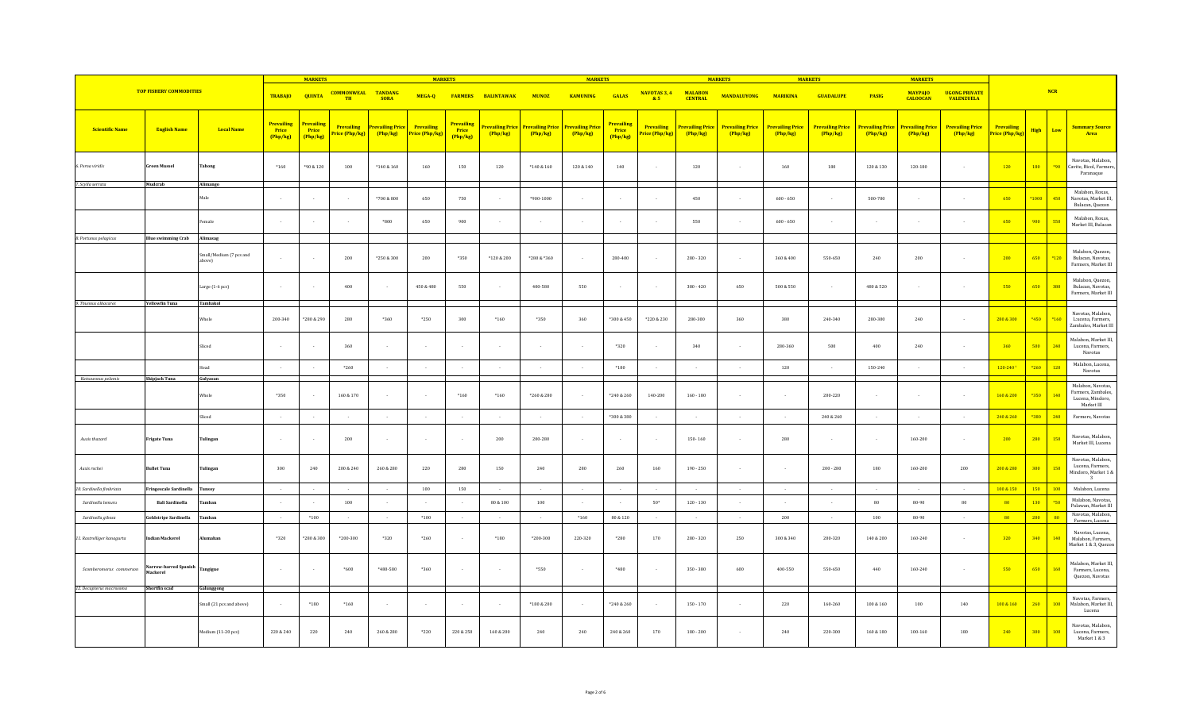| TOP FISHERY COMMODITIES | | | MARKETS | | MARKETS | | | | | | MARKETS | | | MARKETS | | MARKETS | | | MARKETS | | NCR | | | |
|---|---|---|---|---|---|---|---|---|---|---|---|---|---|---|---|---|---|---|---|---|---|---|---|---|
| | | | TRABAJO | QUINTA | COMMONWEALTH | TANDANG SORA | MEGA-Q | FARMERS | BALINTAWAK | MUNOZ | KAMUNING | GALAS | NAVOTAS 3, 4 & 5 | MALABON CENTRAL | MANDALUYONG | MARIKINA | GUADALUPE | PASIG | MAYPAJO CALOOCAN | UGONG PRIVATE VALENZUELA | | | | |
| Scientific Name | English Name | Local Name | Prevailing Price (Php/kg) | Prevailing Price (Php/kg) | Prevailing Price (Php/kg) | Prevailing Price (Php/kg) | Prevailing Price (Php/kg) | Prevailing Price (Php/kg) | Prevailing Price (Php/kg) | Prevailing Price (Php/kg) | Prevailing Price (Php/kg) | Prevailing Price (Php/kg) | Prevailing Price (Php/kg) | Prevailing Price (Php/kg) | Prevailing Price (Php/kg) | Prevailing Price (Php/kg) | Prevailing Price (Php/kg) | Prevailing Price (Php/kg) | Prevailing Price (Php/kg) | Prevailing Price (Php/kg) | Prevailing Price (Php/kg) | High | Low | Summary Source Area |
| 6. Perna viridis | Green Mussel | Tahong | *160 | *90 & 120 | 100 | *140 & 160 | 160 | 150 | 120 | *140 & 160 | 120 & 140 | 140 | - | 120 | - | 160 | 180 | 120 & 130 | 120-180 | - | 120 | 180 | *90 | Navotas, Malabon, Cavite, Bicol, Farmers, Paranaque |
| 7. Scylla serrata | Mudcrab | Alimango | | | | | | | | | | | | | | | | | | | | | | |
| | | Male | - | - | - | *700 & 800 | 650 | 750 | - | *900-1000 | - | - | - | 450 | - | 600 - 650 | - | 500-700 | - | - | 650 | *1000 | 450 | Malabon, Roxas, Navotas, Market III, Bulacan, Quezon |
| | | Female | - | - | - | *800 | 650 | 900 | - | - | - | - | - | 550 | - | 600 - 650 | - | - | - | - | 650 | 900 | 550 | Malabon, Roxas, Market III, Bulacan |
| 8. Portunus pelagicus | Blue swimming Crab | Alimasag | | | | | | | | | | | | | | | | | | | | | | |
| | | Small/Medium (7 pcs and above) | - | - | 200 | *250 & 300 | 200 | *350 | *120 & 200 | *200 & *360 | - | 280-400 | - | 280 - 320 | - | 360 & 400 | 550-650 | 240 | 200 | - | 200 | 650 | *120 | Malabon, Quezon, Bulacan, Navotas, Farmers, Market III |
| | | Large (1-6 pcs) | - | - | 400 | - | 450 & 480 | 550 | - | 400-500 | 550 | - | - | 380 - 420 | 650 | 500 & 550 | - | 480 & 520 | - | - | 550 | 650 | 380 | Malabon, Quezon, Bulacan, Navotas, Farmers, Market III |
| 9. Thunnus albacares | Yellowfin Tuna | Tambakol | | | | | | | | | | | | | | | | | | | | | | |
| | | Whole | 200-340 | *280 & 290 | 280 | *360 | *250 | 300 | *160 | *350 | 360 | *300 & 450 | *220 & 230 | 280-300 | 360 | 300 | 240-340 | 280-300 | 240 | - | 280 & 300 | *450 | *160 | Navotas, Malabon, Lucena, Farmers, Zambales, Market III |
| | | Sliced | - | - | 360 | - | - | - | - | - | - | *320 | - | 340 | - | 280-360 | 500 | 400 | 240 | - | 360 | 500 | 240 | Malabon, Market III, Lucena, Farmers, Navotas |
| | | Head | - | - | *260 | - | - | - | - | - | - | *180 | - | - | - | 120 | - | 150-240 | - | - | 120-240 | *260 | 120 | Malabon, Lucena, Navotas |
| Katsuwonus pelamis | Skipjack Tuna | Gulyasan | | | | | | | | | | | | | | | | | | | | | | |
| | | Whole | *350 | - | 160 & 170 | - | - | *160 | *160 | *260 & 280 | - | *240 & 260 | 140-200 | 160 - 180 | - | - | 200-220 | - | - | - | 160 & 200 | *350 | 140 | Malabon, Navotas, Farmers, Zambales, Lucena, Mindoro, Market III |
| | | Sliced | - | - | - | - | - | - | - | - | - | *300 & 380 | - | - | - | - | 240 & 260 | - | - | - | 240 & 260 | *380 | 240 | Farmers, Navotas |
| Auxis thazard | Frigate Tuna | Tulingan | - | - | 200 | - | - | - | 200 | 200-280 | - | - | - | 150- 160 | - | 280 | - | - | 160-200 | - | 200 | 280 | 150 | Navotas, Malabon, Market III, Lucena |
| Auxis rochei | Bullet Tuna | Tulingan | 300 | 240 | 200 & 240 | 260 & 280 | 220 | 280 | 150 | 240 | 280 | 260 | 160 | 190 - 250 | - | - | 200 - 280 | 180 | 160-200 | 200 | 200 & 280 | 300 | 150 | Navotas, Malabon, Lucena, Farmers, Mindoro, Market 1 & 3 |
| 10. Sardinella fimbriata | Fringescale Sardinella | Tunsoy | - | - | - | - | 100 | 150 | - | - | - | - | - | - | - | - | - | - | - | - | 100 & 150 | 150 | 100 | Malabon, Lucena |
| Sardinella lemuru | Bali Sardinella | Tamban | - | - | 100 | - | - | - | 80 & 100 | 100 | - | - | 50* | 120 - 130 | - | - | - | 80 | 80-90 | 80 | 80 | 130 | *50 | Malabon, Navotas, Palawan, Market III |
| Sardinella gibosa | Goldstripe Sardinella | Tamban | - | *100 | - | - | *100 | - | - | - | *160 | 80 & 120 | - | - | - | 200 | - | 100 | 80-90 | - | 80 | 200 | 80 | Navotas, Malabon, Farmers, Lucena |
| 11. Rastrelliger kanagurta | Indian Mackerel | Alumahan | *320 | *280 & 300 | *200-300 | *320 | *260 | - | *180 | *200-300 | 220-320 | *280 | 170 | 280 - 320 | 250 | 300 & 340 | 200-320 | 140 & 200 | 160-240 | - | 320 | 340 | 140 | Navotas, Lucena, Malabon, Farmers, Market 1 & 3, Quezon |
| Scomberomorus commerson | Narrow-barred Spanish Mackerel | Tanigue | - | - | *600 | *480-500 | *360 | - | - | *550 | - | *480 | - | 350 - 380 | 600 | 400-550 | 550-650 | 440 | 160-240 | - | 550 | 650 | 160 | Malabon, Market III, Farmers, Lucena, Quezon, Navotas |
| 12. Decapterus macrosoma | Shortfin scad | Galunggong | | | | | | | | | | | | | | | | | | | | | | |
| | | Small (21 pcs and above) | - | *180 | *160 | - | - | - | - | *180 & 200 | - | *240 & 260 | - | 150 - 170 | - | 220 | 160-260 | 100 & 160 | 100 | 140 | 100 & 160 | 260 | 100 | Navotas, Farmers, Malabon, Market III, Lucena |
| | | Medium (11-20 pcs) | 220 & 240 | 220 | 240 | 260 & 280 | *220 | 220 & 250 | 160 & 200 | 240 | 240 | 240 & 260 | 170 | 180 - 200 | - | 240 | 220-300 | 160 & 180 | 100-160 | 180 | 240 | 300 | 100 | Navotas, Malabon, Lucena, Farmers, Market 1 & 3 |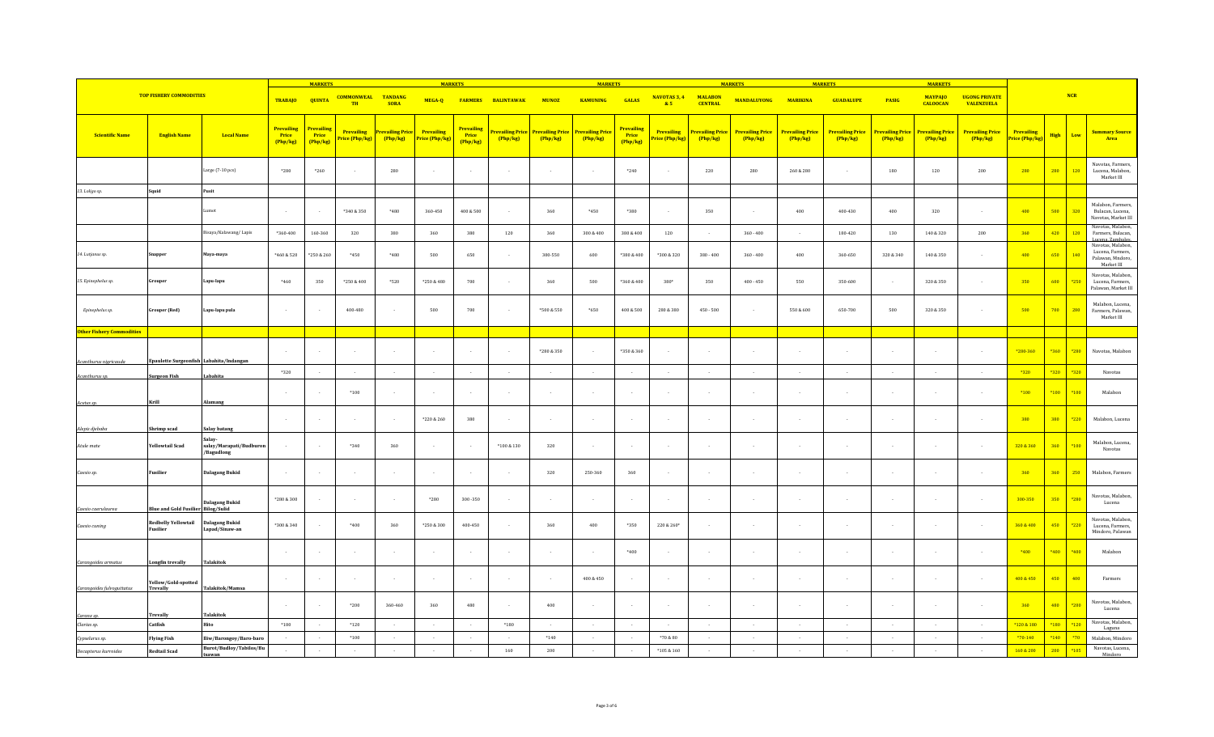| TOP FISHERY COMMODITIES | | | MARKETS | | | | | | | | | | | | | | | | | | NCR | | | |
|---|---|---|---|---|---|---|---|---|---|---|---|---|---|---|---|---|---|---|---|---|---|---|---|---|
| | | | TRABAJO | QUINTA | COMMONWEALTH | TANDANG SORA | MEGA-Q | FARMERS | BALINTAWAK | MUNOZ | KAMUNING | GALAS | NAVOTAS 3, 4 & 5 | MALABON CENTRAL | MANDALUYONG | MARIKINA | GUADALUPE | PASIG | MAYPAJO CALOOCAN | UGONG PRIVATE VALENZUELA | | | | |
| Scientific Name | English Name | Local Name | Prevailing Price (Php/kg) | Prevailing Price (Php/kg) | Prevailing Price (Php/kg) | Prevailing Price (Php/kg) | Prevailing Price (Php/kg) | Prevailing Price (Php/kg) | Prevailing Price (Php/kg) | Prevailing Price (Php/kg) | Prevailing Price (Php/kg) | Prevailing Price (Php/kg) | Prevailing Price (Php/kg) | Prevailing Price (Php/kg) | Prevailing Price (Php/kg) | Prevailing Price (Php/kg) | Prevailing Price (Php/kg) | Prevailing Price (Php/kg) | Prevailing Price (Php/kg) | Prevailing Price (Php/kg) | Prevailing Price (Php/kg) | High | Low | Summary Source Area |
| | | Large (7-10 pcs) | *200 | *260 | - | 280 | - | - | - | - | - | *240 | - | 220 | 280 | 260 & 280 | - | 180 | 120 | 200 | 280 | 280 | 120 | Navotas, Farmers, Lucena, Malabon, Market III |
| 13. Loligo sp. | Squid | Pusit | | | | | | | | | | | | | | | | | | | | | | |
| | | Lumot | - | - | *340 & 350 | *400 | 360-450 | 400 & 500 | - | 360 | *450 | *380 | - | 350 | - | 400 | 400-430 | 400 | 320 | - | 400 | 500 | 320 | Malabon, Farmers, Bulacan, Lucena, Navotas, Market III |
| | | Bisaya/Kalawang/ Lapis | *360-400 | 160-360 | 320 | 380 | 360 | 380 | 120 | 360 | 300 & 400 | 300 & 400 | 120 | - | 360 - 400 | - | 180-420 | 130 | 140 & 320 | 200 | 360 | 420 | 120 | Navotas, Malabon, Farmers, Bulacan, Lucena, Zambales |
| 14. Lutjanus sp. | Snapper | Maya-maya | *460 & 520 | *250 & 260 | *450 | *400 | 500 | 650 | - | 300-550 | 600 | *380 & 400 | *300 & 320 | 300 - 400 | 360 - 400 | 400 | 360-650 | 320 & 340 | 140 & 350 | - | 400 | 650 | 140 | Navotas, Malabon, Lucena, Farmers, Palawan, Mindoro, Market III |
| 15. Epinephelus sp. | Grouper | Lapu-lapu | *460 | 350 | *250 & 400 | *520 | *250 & 400 | 700 | - | 360 | 500 | *360 & 400 | 380* | 350 | 400 - 450 | 550 | 350-600 | - | 320 & 350 | - | 350 | 600 | *250 | Navotas, Malabon, Lucena, Farmers, Palawan, Market III |
| Epinephelus sp. | Grouper (Red) | Lapu-lapu pula | - | - | 400-480 | - | 500 | 700 | - | *500 & 550 | *650 | 400 & 500 | 280 & 380 | 450 - 500 | - | 550 & 600 | 650-700 | 500 | 320 & 350 | - | 500 | 700 | 280 | Malabon, Lucena, Farmers, Palawan, Market III |
| **Other Fishery Commodities** | | | | | | | | | | | | | | | | | | | | | | | | |
| Acanthurus nigricauda | Epaulette Surgeonfish | Lababita/Indangan | - | - | - | - | - | - | - | *280 & 350 | - | *350 & 360 | - | - | - | - | - | - | - | - | *280-360 | *360 | *280 | Navotas, Malabon |
| Acanthurus sp. | Surgeon Fish | Lababita | *320 | - | - | - | - | - | - | - | - | - | - | - | - | - | - | - | - | - | *320 | *320 | *320 | Navotas |
| Acetes sp. | Krill | Alamang | - | - | *100 | - | - | - | - | - | - | - | - | - | - | - | - | - | - | - | *100 | *100 | *100 | Malabon |
| Alepis djebaba | Shrimp scad | Salay batang | - | - | - | - | *220 & 260 | 380 | - | - | - | - | - | - | - | - | - | - | - | - | 380 | 380 | *220 | Malabon, Lucena |
| Atule mate | Yellowtail Scad | Salay-salay/Marapati/Budburon/Bagudlong | - | - | *340 | 360 | - | - | *100 & 130 | 320 | - | - | - | - | - | - | - | - | - | - | 320 & 360 | 360 | *100 | Malabon, Lucena, Navotas |
| Caesio sp. | Fusilier | Dalagang Bukid | - | - | - | - | - | - | - | 320 | 250-360 | 360 | - | - | - | - | - | - | - | - | 360 | 360 | 250 | Malabon, Farmers |
| Caesio caerulaurea | Blue and Gold Fusilier | Dalagang Bukid Bilog/Sulid | *280 & 300 | - | - | - | *280 | 300 - 350 | - | - | - | - | - | - | - | - | - | - | - | - | 300-350 | 350 | *280 | Navotas, Malabon, Lucena |
| Caesio cuning | Redbelly Yellowtail Fusilier | Dalagang Bukid Lapad/Sinaw-an | *300 & 340 | - | *400 | 360 | *250 & 300 | 400-450 | - | 360 | 400 | *350 | 220 & 260* | - | - | - | - | - | - | - | 360 & 400 | 450 | *220 | Navotas, Malabon, Lucena, Farmers, Mindoro, Palawan |
| Carangoides armatus | Longfin trevally | Talakitok | - | - | - | - | - | - | - | - | - | *400 | - | - | - | - | - | - | - | - | *400 | *400 | *400 | Malabon |
| Carangoides fulvoguttatus | Yellow/Gold-spotted Trevally | Talakitok/Mamsa | - | - | - | - | - | - | - | - | 400 & 450 | - | - | - | - | - | - | - | - | - | 400 & 450 | 450 | 400 | Farmers |
| Caranx sp. | Trevally | Talakitok | - | - | *200 | 360-460 | 360 | 480 | - | 400 | - | - | - | - | - | - | - | - | - | - | 360 | 480 | *200 | Navotas, Malabon, Lucena |
| Clarias sp. | Catfish | Hito | *180 | - | *120 | - | - | - | *180 | - | - | - | - | - | - | - | - | - | - | - | *120 & 180 | *180 | *120 | Navotas, Malabon, Laguna |
| Cypselurus sp. | Flying Fish | Iliw/Barongoy/Baro-baro | - | - | *100 | - | - | - | - | *140 | - | - | *70 & 80 | - | - | - | - | - | - | - | *70-140 | *140 | *70 | Malabon, Mindoro |
| Decapterus kurroides | Redtail Scad | Burot/Budloy/Tabilos/Bu tsawan | - | - | - | - | - | - | 160 | 200 | - | - | *105 & 160 | - | - | - | - | - | - | - | 160 & 200 | 200 | *105 | Navotas, Lucena, Mindoro |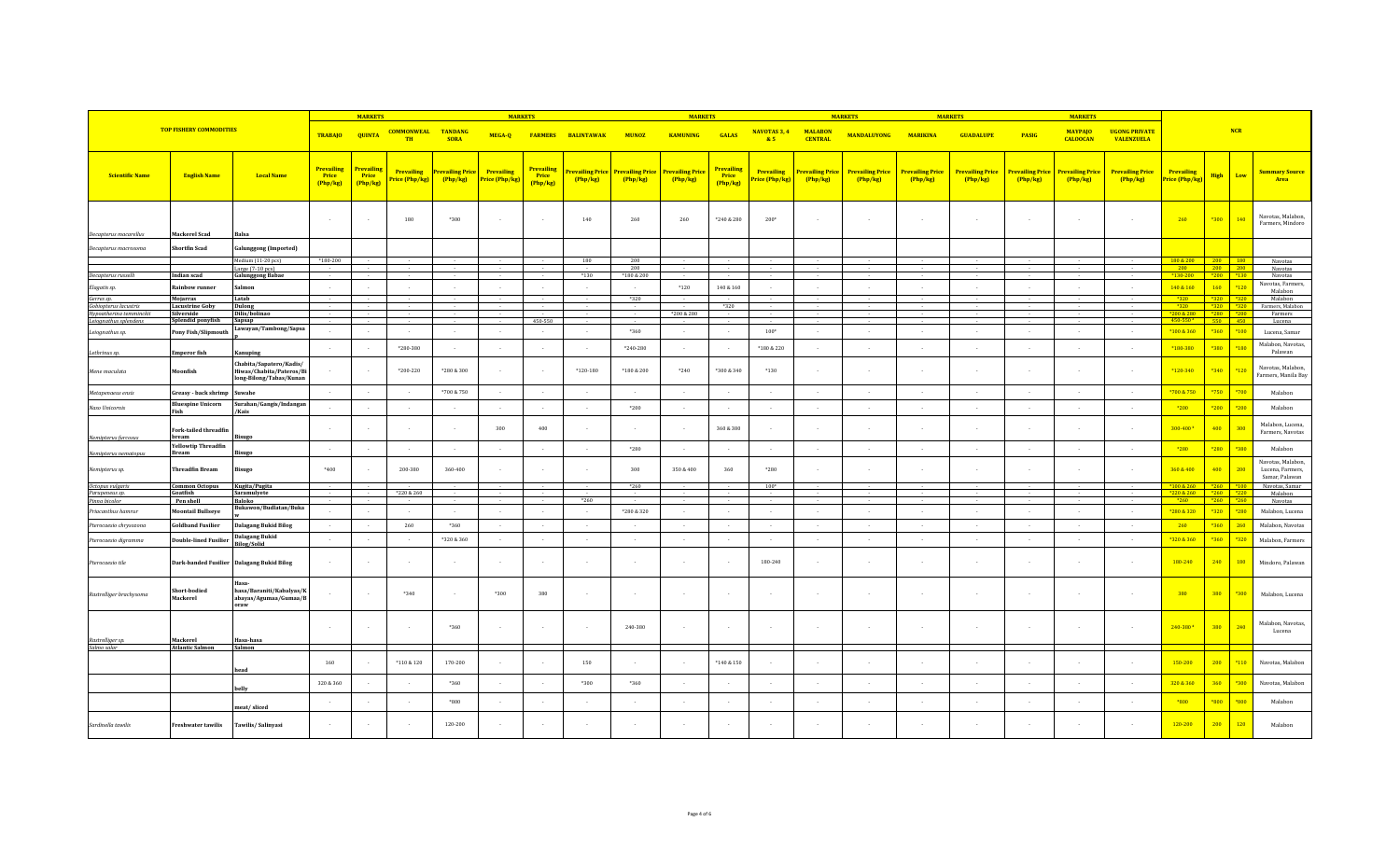| TOP FISHERY COMMODITIES | | | TRABAJO | QUINTA | COMMONWEALTH | TANDANG SORA | MEGA-Q | FARMERS | BALINTAWAK | MUNOZ | KAMUNING | GALAS | NAVOTAS 3, 4 & 5 | MALABON CENTRAL | MANDALUYONG | MARIKINA | GUADALUPE | PASIG | MAYPAJO CALOOCAN | UGONG PRIVATE VALENZUELA | NCR | | | |
|---|---|---|---|---|---|---|---|---|---|---|---|---|---|---|---|---|---|---|---|---|---|---|---|---|
| **Scientific Name** | **English Name** | **Local Name** | **Prevailing Price (Php/kg)** | **Prevailing Price (Php/kg)** | **Prevailing Price (Php/kg)** | **Prevailing Price (Php/kg)** | **Prevailing Price (Php/kg)** | **Prevailing Price (Php/kg)** | **Prevailing Price (Php/kg)** | **Prevailing Price (Php/kg)** | **Prevailing Price (Php/kg)** | **Prevailing Price (Php/kg)** | **Prevailing Price (Php/kg)** | **Prevailing Price (Php/kg)** | **Prevailing Price (Php/kg)** | **Prevailing Price (Php/kg)** | **Prevailing Price (Php/kg)** | **Prevailing Price (Php/kg)** | **Prevailing Price (Php/kg)** | **Prevailing Price (Php/kg)** | **Prevailing Price (Php/kg)** | **High** | **Low** | **Summary Source Area** |
| *Decapterus macarellus* | Mackerel Scad | Balsa | - | - | 300 | *300 | - | - | 140 | 260 | 260 | *240 & 280 | 200* | - | - | - | - | - | - | - | 260 | *300 | 140 | Navotas, Malabon, Farmers, Mindoro |
| *Decapterus macrosoma* | Shortfin Scad | Galunggong (Imported) | | | | | | | | | | | | | | | | | | | | | | |
| | | Medium (11-20 pcs) | *180-200 | - | - | - | - | - | 180 | 200 | - | - | - | - | - | - | - | - | - | - | 180 & 200 | 200 | 180 | Navotas |
| | | Large (7-10 pcs) | - | - | - | - | - | - | - | 200 | - | - | - | - | - | - | - | - | - | - | 200 | 200 | 200 | Navotas |
| *Decapterus russelli* | Indian scad | Galunggong Babae | - | - | - | - | - | - | *130 | *180 & 200 | - | - | - | - | - | - | - | - | - | - | *130-200 | *200 | *130 | Navotas |
| *Elagatis sp.* | Rainbow runner | Salmon | - | - | - | - | - | - | - | - | *120 | 140 & 160 | - | - | - | - | - | - | - | - | 140 & 160 | 160 | *120 | Navotas, Farmers, Malabon |
| *Gerres sp.* | Mojarras | Latab | - | - | - | - | - | - | - | *320 | - | - | - | - | - | - | - | - | - | - | *320 | *320 | *320 | Malabon |
| *Gobiopterus lacustris* | Lacustrine Goby | Dulong | - | - | - | - | - | - | - | - | - | *320 | - | - | - | - | - | - | - | - | *320 | *320 | *320 | Farmers, Malabon |
| *Hypoatherina temmincki* | Silverside | Dilis/bolinao | - | - | - | - | - | - | - | - | *200 & 280 | - | - | - | - | - | - | - | - | - | *200 & 280 | *280 | *200 | Farmers |
| *Leiognathus splendens* | Splendid ponyfish | Sapsap | - | - | - | - | - | 450-550 | - | - | - | - | - | - | - | - | - | - | - | - | 450-550* | 550 | 450 | Lucena |
| *Leiognathus sp.* | Pony Fish/Slipmouth | Lawayan/Tambong/Sapsap | - | - | - | - | - | - | - | *360 | - | - | 100* | - | - | - | - | - | - | - | *100 & 360 | *360 | *100 | Lucena, Samar |
| *Lethrinus sp.* | Emperor fish | Kanuping | - | - | *200-300 | - | - | - | - | *240-280 | - | - | *180 & 220 | - | - | - | - | - | - | - | *180-300 | *300 | *180 | Malabon, Navotas, Palawan |
| *Mene maculata* | Moonfish | Chabita/Sapatero/Kadis/Hiwas/Chabita/Pateros/Bilong-Bilong/Tabas/Kunan | - | - | *200-220 | *280 & 300 | - | - | *120-180 | *180 & 200 | *240 | *300 & 340 | *130 | - | - | - | - | - | - | - | *120-340 | *340 | *120 | Navotas, Malabon, Farmers, Manila Bay |
| *Metapenaeus ensis* | Greasy - back shrimp | Suwahe | - | - | - | *700 & 750 | - | - | - | - | - | - | - | - | - | - | - | - | - | - | *700 & 750 | *750 | *700 | Malabon |
| *Naso Unicornis* | Bluespine Unicorn Fish | Surahan/Gangis/Indangan/Kais | - | - | - | - | - | - | - | *200 | - | - | - | - | - | - | - | - | - | - | *200 | *200 | *200 | Malabon |
| *Nemipterus furcosus* | Fork-tailed threadfin bream | Bisugo | - | - | - | - | 300 | 400 | - | - | - | 360 & 380 | - | - | - | - | - | - | - | - | 300-400* | 400 | 300 | Malabon, Lucena, Farmers, Navotas |
| *Nemipterus nematopus* | Yellowtip Threadfin Bream | Bisugo | - | - | - | - | - | - | - | *280 | - | - | - | - | - | - | - | - | - | - | *280 | *280 | *280 | Malabon |
| *Nemipterus sp.* | Threadfin Bream | Bisugo | *400 | - | 200-380 | 360-400 | - | - | - | 300 | 350 & 400 | 360 | *280 | - | - | - | - | - | - | - | 360 & 400 | 400 | 200 | Navotas, Malabon, Lucena, Farmers, Samar, Palawan |
| *Octopus vulgaris* | Common Octopus | Kugita/Pugita | - | - | - | - | - | - | - | *260 | - | - | 100* | - | - | - | - | - | - | - | *100 & 260 | *260 | *100 | Navotas, Samar |
| *Parupeneus sp.* | Goatfish | Saramulyete | - | - | *220 & 260 | - | - | - | - | - | - | - | - | - | - | - | - | - | - | - | *220 & 260 | *260 | *220 | Malabon |
| *Pinna bicolor* | Pen shell | Baloko | - | - | - | - | - | - | *260 | - | - | - | - | - | - | - | - | - | - | - | *260 | *260 | *260 | Navotas |
| *Priacanthus hamrur* | Moontail Bullseye | Bukawon/Budlatan/Bukaw | - | - | - | - | - | - | - | *280 & 320 | - | - | - | - | - | - | - | - | - | - | *280 & 320 | *320 | *280 | Malabon, Lucena |
| *Pterocaesio chrysozona* | Goldband Fusilier | Dalagang Bukid Bilog | - | - | 260 | *360 | - | - | - | - | - | - | - | - | - | - | - | - | - | - | 260 | *360 | 260 | Malabon, Navotas |
| *Pterocaesio digramma* | Double-lined Fusilier | Dalagang Bukid Bilog/Solid | - | - | - | *320 & 360 | - | - | - | - | - | - | - | - | - | - | - | - | - | - | *320 & 360 | *360 | *320 | Malabon, Farmers |
| *Pterocaesio tile* | Dark-banded Fusilier | Dalagang Bukid Bilog | - | - | - | - | - | - | - | - | - | - | 180-240 | - | - | - | - | - | - | - | 180-240 | 240 | 180 | Mindoro, Palawan |
| *Rastrelliger brachysoma* | Short-bodied Mackerel | Hasa-hasa/Baraniti/Kabalyas/Kabayas/Aguman/Gumaa/Buraw | - | - | *340 | - | *300 | 380 | - | - | - | - | - | - | - | - | - | - | - | - | 380 | 380 | *300 | Malabon, Lucena |
| *Rastrelliger sp.* | Mackerel | Hasa-hasa | - | - | - | *360 | - | - | - | 240-380 | - | - | - | - | - | - | - | - | - | - | 240-380* | 380 | 240 | Malabon, Navotas, Lucena |
| *Salmo salar* | Atlantic Salmon | Salmon | | | | | | | | | | | | | | | | | | | | | | |
| | | head | 160 | - | *110 & 120 | 170-200 | - | - | 150 | - | - | *140 & 150 | - | - | - | - | - | - | - | - | 150-200 | 200 | *110 | Navotas, Malabon |
| | | belly | 320 & 360 | - | - | *360 | - | - | *300 | *360 | - | - | - | - | - | - | - | - | - | - | 320 & 360 | 360 | *300 | Navotas, Malabon |
| | | meat/ sliced | - | - | - | *800 | - | - | - | - | - | - | - | - | - | - | - | - | - | - | *800 | *800 | *800 | Malabon |
| *Sardinella tawilis* | Freshwater tawilis | Tawilis/ Salinyasi | - | - | - | 120-200 | - | - | - | - | - | - | - | - | - | - | - | - | - | - | 120-200 | 200 | 120 | Malabon |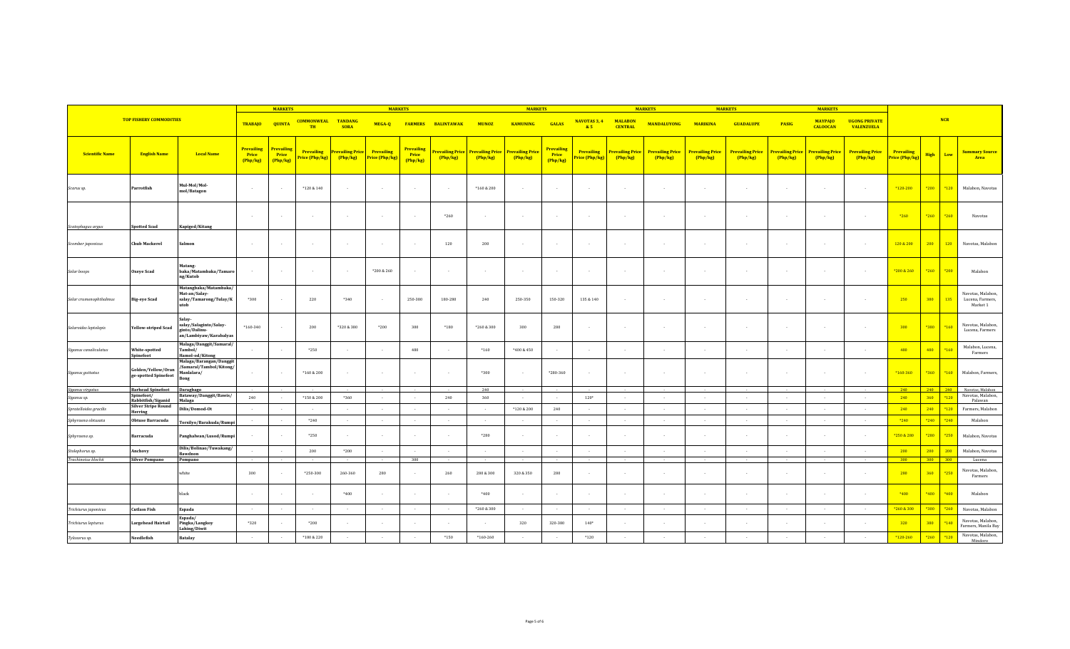| TOP FISHERY COMMODITIES | | | TRABAJO | QUINTA | COMMONWEALTH | TANDANG SORA | MEGA-Q | FARMERS | BALINTAWAK | MUNOZ | KAMUNING | GALAS | NAVOTAS 3, 4 & 5 | MALABON CENTRAL | MANDALUYONG | MARIKINA | GUADALUPE | PASIG | MAYPAJO CALOOCAN | UGONG PRIVATE VALENZUELA | NCR | | | |
|---|---|---|---|---|---|---|---|---|---|---|---|---|---|---|---|---|---|---|---|---|---|---|---|---|
| **Scientific Name** | **English Name** | **Local Name** | **Prevailing Price (Php/kg)** | **Prevailing Price (Php/kg)** | **Prevailing Price (Php/kg)** | **Prevailing Price (Php/kg)** | **Prevailing Price (Php/kg)** | **Prevailing Price (Php/kg)** | **Prevailing Price (Php/kg)** | **Prevailing Price (Php/kg)** | **Prevailing Price (Php/kg)** | **Prevailing Price (Php/kg)** | **Prevailing Price (Php/kg)** | **Prevailing Price (Php/kg)** | **Prevailing Price (Php/kg)** | **Prevailing Price (Php/kg)** | **Prevailing Price (Php/kg)** | **Prevailing Price (Php/kg)** | **Prevailing Price (Php/kg)** | **Prevailing Price (Php/kg)** | **Prevailing Price (Php/kg)** | **High** | **Low** | **Summary Source Area** |
| *Scarus sp.* | **Parrotfish** | **Mul-Mol/Mol-mol/Batagon** | - | - | *120 & 140 | - | - | - | - | *160 & 200 | - | - | - | - | - | - | - | - | - | - | *120-200 | *200 | *120 | Malabon, Navotas |
| *Scatophagus argus* | **Spotted Scad** | **Kapiged/Kitang** | - | - | - | - | - | - | *260 | - | - | - | - | - | - | - | - | - | - | - | *260 | *260 | *260 | Navotas |
| *Scomber japonicus* | **Chub Mackerel** | **Salmon** | - | - | - | - | - | - | 120 | 200 | - | - | - | - | - | - | - | - | - | - | 120 & 200 | 200 | 120 | Navotas, Malabon |
| *Selar boops* | **Oxeye Scad** | **Matang-baka/Matambaka/Tamarong/Kutob** | - | - | - | - | *200 & 260 | - | - | - | - | - | - | - | - | - | - | - | - | - | *200 & 260 | *260 | *200 | Malabon |
| *Selar crumenophthalmus* | **Big-eye Scad** | **Matangbaka/Matambaka/Mat-an/Salay-salay/Tamarong/Tulay/Kutob** | *300 | - | 220 | *340 | - | 250-300 | 180-280 | 240 | 250-350 | 150-320 | 135 & 140 | - | - | - | - | - | - | - | 250 | 300 | 135 | Navotas, Malabon, Lucena, Farmers, Market 1 |
| *Selaroides leptolepis* | **Yellow-striped Scad** | **Salay-salay/Salaginto/Salay-ginto/Dalinu-an/Lambiyaw/Karabalyas** | *140-240 | - | 200 | *320 & 380 | *200 | 300 | *180 | *260 & 300 | 300 | 280 | - | - | - | - | - | - | - | - | 300 | *380 | *160 | Navotas, Malabon, Lucena, Farmers |
| *Siganus canaliculatus* | **White-spotted Spinefoot** | **Malaga/Danggit/Samaral/Tambol/Hamol-od/Kitong** | - | - | *250 | - | - | 400 | - | *160 | *400 & 450 | - | - | - | - | - | - | - | - | - | 400 | 400 | *160 | Malabon, Lucena, Farmers |
| *Siganus guttatus* | **Golden/Yellow/Orange-spotted Spinefoot** | **Malaga/Barangan/Danggit/Samaral/Tambol/Kitong/Manlalara/Bong** | - | - | *160 & 200 | - | - | - | - | *300 | - | *280-360 | - | - | - | - | - | - | - | - | *160-360 | *360 | *160 | Malabon, Farmers, |
| *Siganus virgatus* | **Barhead Spinefoot** | **Daragbago** | - | - | - | - | - | - | - | 240 | - | - | - | - | - | - | - | - | - | - | 240 | 240 | 240 | Navotas, Malabon |
| *Siganus sp.* | **Spinefoot/Rabbitfish/Siganid** | **Bataway/Danggit/Bawis/Malaga** | 240 | - | *150 & 200 | *360 | - | - | 240 | 360 | - | - | 120* | - | - | - | - | - | - | - | 240 | 360 | *120 | Navotas, Malabon, Palawan |
| *Spratelloides gracilis* | **Silver Stripe Round Herring** | **Dilis/Domod-Ot** | - | - | - | - | - | - | - | - | *120 & 200 | 240 | - | - | - | - | - | - | - | - | 240 | 240 | *120 | Farmers, Malabon |
| *Sphyraena obtusata* | **Obtuse Barracuda** | **Torsilyo/Barakuda/Rumpi** | - | - | *240 | - | - | - | - | - | - | - | - | - | - | - | - | - | - | - | *240 | *240 | *240 | Malabon |
| *Sphyraena sp.* | **Barracuda** | **Panghalwan/Lusod/Rumpi** | - | - | *250 | - | - | - | - | *200 | - | - | - | - | - | - | - | - | - | - | *250 & 200 | *200 | *250 | Malabon, Navotas |
| *Stolephorus sp.* | **Anchovy** | **Dilis/Bolinao/Tuwakang/Bawdnon** | - | - | 200 | *200 | - | - | - | - | - | - | - | - | - | - | - | - | - | - | 200 | 200 | 200 | Malabon, Navotas |
| *Trachinotus blochii* | **Silver Pompano** | **Pompano** | - | - | - | - | - | 300 | - | - | - | - | - | - | - | - | - | - | - | - | 300 | 300 | 300 | Lucena |
| | | white | 300 | - | *250-300 | 260-360 | 280 | - | 260 | 280 & 300 | 320 & 350 | 280 | - | - | - | - | - | - | - | - | 280 | 360 | *250 | Navotas, Malabon, Farmers |
| | | black | - | - | - | *400 | - | - | - | *400 | - | - | - | - | - | - | - | - | - | - | *400 | *400 | *400 | Malabon |
| *Trichiurus japonicus* | **Cutlass Fish** | **Espada** | - | - | - | - | - | - | - | *260 & 300 | - | - | - | - | - | - | - | - | - | - | *260 & 300 | *300 | *260 | Navotas, Malabon |
| *Trichiurus lepturus* | **Largehead Hairtail** | **Espada/Pingka/Langkoy Lahing/Diwit** | *320 | - | *200 | - | - | - | - | - | 320 | 320-380 | 140* | - | - | - | - | - | - | - | 320 | 380 | *140 | Navotas, Malabon, Farmers, Manila Bay |
| *Tylosurus sp.* | **Needlefish** | **Batalay** | - | - | *100 & 220 | - | - | - | *150 | *160-260 | - | - | *120 | - | - | - | - | - | - | - | *120-260 | *260 | *120 | Navotas, Malabon, Mindoro |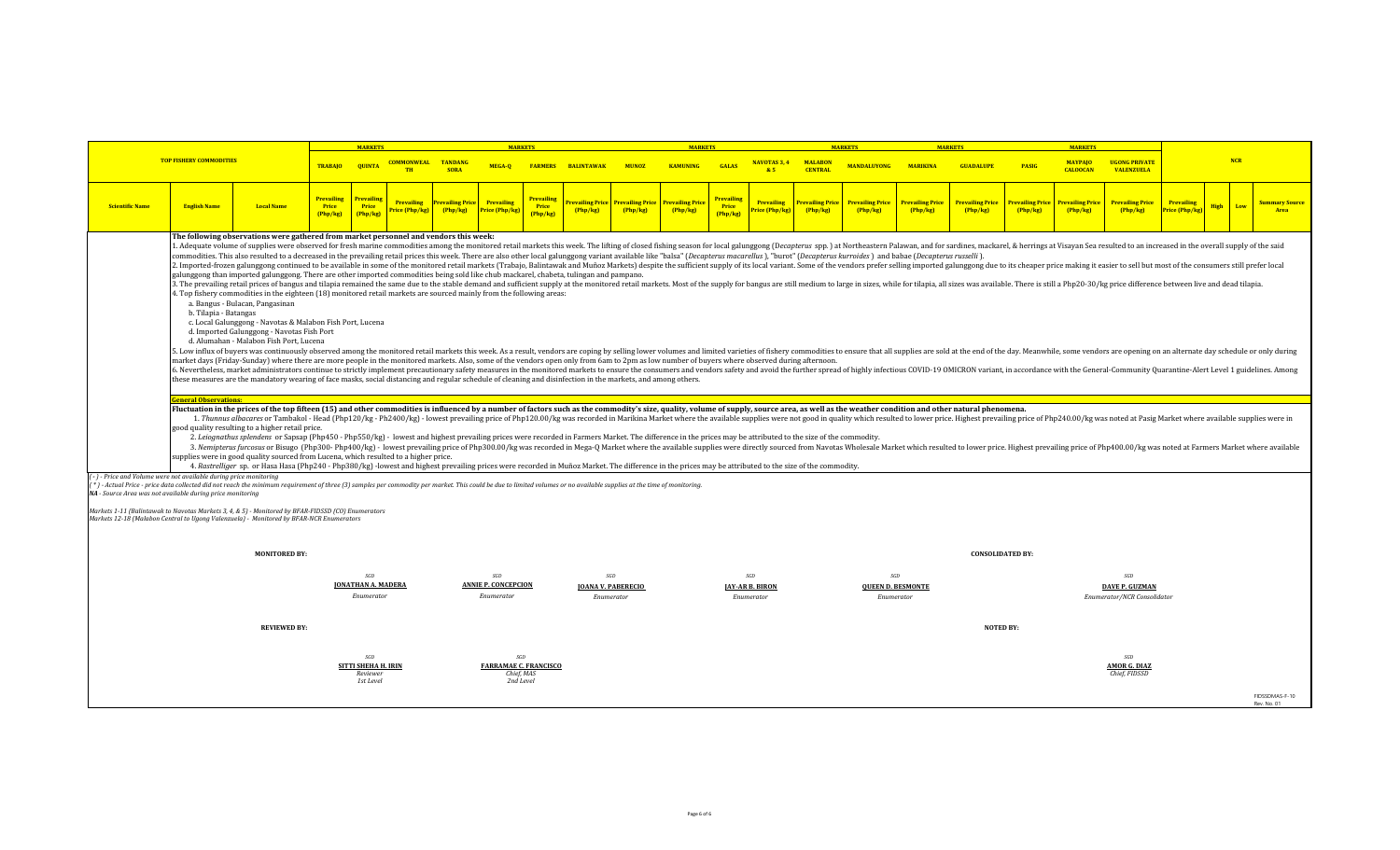| TOP FISHERY COMMODITIES | | | MARKETS | | | | MARKETS | | | | | MARKETS | | | | MARKETS | | MARKETS | | | MARKETS | | NCR | | | |
|---|---|---|---|---|---|---|---|---|---|---|---|---|---|---|---|---|---|---|---|---|---|---|---|---|---|---|
| | | | TRABAJO | QUINTA | COMMONWEALTH | TANDANG SORA | MEGA-Q | FARMERS | BALINTAWAK | MUNOZ | KAMUNING | GALAS | NAVOTAS 3, 4 & 5 | MALABON CENTRAL | MANDALUYONG | MARIKINA | GUADALUPE | PASIG | MAYPAJO CALOOCAN | UGONG PRIVATE VALENZUELA | | | | |
| Scientific Name | English Name | Local Name | Prevailing Price (Php/kg) | Prevailing Price (Php/kg) | Prevailing Price (Php/kg) | Prevailing Price (Php/kg) | Prevailing Price (Php/kg) | Prevailing Price (Php/kg) | Prevailing Price (Php/kg) | Prevailing Price (Php/kg) | Prevailing Price (Php/kg) | Prevailing Price (Php/kg) | Prevailing Price (Php/kg) | Prevailing Price (Php/kg) | Prevailing Price (Php/kg) | Prevailing Price (Php/kg) | Prevailing Price (Php/kg) | Prevailing Price (Php/kg) | Prevailing Price (Php/kg) | Prevailing Price (Php/kg) | Prevailing Price (Php/kg) | High | Low | Summary Source Area |

**The following observations were gathered from market personnel and vendors this week:**

1. Adequate volume of supplies were observed for fresh marine commodities among the monitored retail markets this week. The lifting of closed fishing season for local galunggong (*Decapterus* spp. ) at Northeastern Palawan, and for sardines, mackarel, & herrings at Visayan Sea resulted to an increased in the overall supply of the said commodities. This also resulted to a decreased in the prevailing retail prices this week. There are also other local galunggong variant available like "balsa" (*Decapterus macarellus* ), "burot" (*Decapterus kurroides* ) and babae (*Decapterus russelli* ).
2. Imported-frozen galunggong continued to be available in some of the monitored retail markets (Trabajo, Balintawak and Muñoz Markets) despite the sufficient supply of its local variant. Some of the vendors prefer selling imported galunggong due to its cheaper price making it easier to sell but most of the consumers still prefer local galunggong than imported galunggong. There are other imported commodities being sold like chub mackarel, chabeta, tulingan and pampano.
3. The prevailing retail prices of bangus and tilapia remained the same due to the stable demand and sufficient supply at the monitored retail markets. Most of the supply for bangus are still medium to large in sizes, while for tilapia, all sizes was available. There is still a Php20-30/kg price difference between live and dead tilapia.
4. Top fishery commodities in the eighteen (18) monitored retail markets are sourced mainly from the following areas:
   a. Bangus - Bulacan, Pangasinan
   b. Tilapia - Batangas
   c. Local Galunggong - Navotas & Malabon Fish Port, Lucena
   d. Imported Galunggong - Navotas Fish Port
   d. Alumahan - Malabon Fish Port, Lucena
5. Low influx of buyers was continuously observed among the monitored retail markets this week. As a result, vendors are coping by selling lower volumes and limited varieties of fishery commodities to ensure that all supplies are sold at the end of the day. Meanwhile, some vendors are opening on an alternate day schedule or only during market days (Friday-Sunday) where there are more people in the monitored markets. Also, some of the vendors open only from 6am to 2pm as low number of buyers where observed during afternoon.
6. Nevertheless, market administrators continue to strictly implement precautionary safety measures in the monitored markets to ensure the consumers and vendors safety and avoid the further spread of highly infectious COVID-19 OMICRON variant, in accordance with the General-Community Quarantine-Alert Level 1 guidelines. Among these measures are the mandatory wearing of face masks, social distancing and regular schedule of cleaning and disinfection in the markets, and among others.

**General Observations:**

**Fluctuation in the prices of the top fifteen (15) and other commodities is influenced by a number of factors such as the commodity's size, quality, volume of supply, source area, as well as the weather condition and other natural phenomena.**

1. *Thunnus albacares* or Tambakol - Head (Php120/kg - Ph2400/kg) - lowest prevailing price of Php120.00/kg was recorded in Marikina Market where the available supplies were not good in quality which resulted to lower price. Highest prevailing price of Php240.00/kg was noted at Pasig Market where available supplies were in good quality resulting to a higher retail price.
2. *Leiognathus splendens* or Sapsap (Php450 - Php550/kg) - lowest and highest prevailing prices were recorded in Farmers Market. The difference in the prices may be attributed to the size of the commodity.
3. *Nemipterus furcosus* or Bisugo (Php300- Php400/kg) - lowest prevailing price of Php300.00/kg was recorded in Mega-Q Market where the available supplies were directly sourced from Navotas Wholesale Market which resulted to lower price. Highest prevailing price of Php400.00/kg was noted at Farmers Market where available supplies were in good quality sourced from Lucena, which resulted to a higher price.
4. *Rastrelliger* sp. or Hasa Hasa (Php240 - Php380/kg) -lowest and highest prevailing prices were recorded in Muñoz Market. The difference in the prices may be attributed to the size of the commodity.

*( - ) - Price and Volume were not available during price monitoring*
*( \* ) - Actual Price - price data collected did not reach the minimum requirement of three (3) samples per commodity per market. This could be due to limited volumes or no available supplies at the time of monitoring.*
*NA - Source Area was not available during price monitoring*

*Markets 1-11 (Balintawak to Navotas Markets 3, 4, & 5) - Monitored by BFAR-FIDSSD (CO) Enumerators*
*Markets 12-18 (Malabon Central to Ugong Valenzuela) - Monitored by BFAR-NCR Enumerators*

**MONITORED BY:**

SGD **JONATHAN A. MADERA** *Enumerator*

SGD **ANNIE P. CONCEPCION** *Enumerator*

SGD **JOANA V. PABERECIO** *Enumerator*

SGD **JAY-AR B. BIRON** *Enumerator*

SGD **QUEEN D. BESMONTE** *Enumerator*

**CONSOLIDATED BY:**

SGD **DAVE P. GUZMAN** *Enumerator/NCR Consolidator*

**REVIEWED BY:**

SGD **SITTI SHEHA H. IRIN** *Reviewer* *1st Level*

SGD **FARRAMAE C. FRANCISCO** *Chief, MAS* *2nd Level*

**NOTED BY:**

SGD **AMOR G. DIAZ** *Chief, FIDSSD*

FIDSSDMAS-F-10
Rev. No. 01